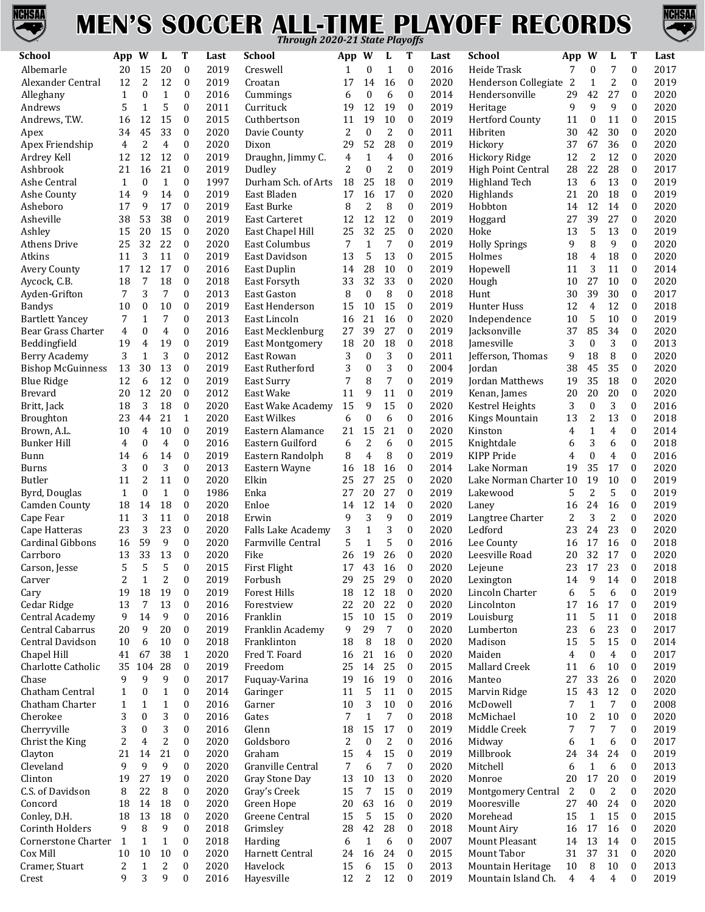# MEN'S SOCCER ALL-TIME PLAYOFF RECORDS

*Through 2020-21 State Playoffs*

| School | App | W | L | T | Last |
|---|---|---|---|---|---|
| Albemarle | 20 | 15 | 20 | 0 | 2019 |
| Alexander Central | 12 | 2 | 12 | 0 | 2019 |
| Alleghany | 1 | 0 | 1 | 0 | 2016 |
| Andrews | 5 | 1 | 5 | 0 | 2011 |
| Andrews, T.W. | 16 | 12 | 15 | 0 | 2015 |
| Apex | 34 | 45 | 33 | 0 | 2020 |
| Apex Friendship | 4 | 2 | 4 | 0 | 2020 |
| Ardrey Kell | 12 | 12 | 12 | 0 | 2019 |
| Ashbrook | 21 | 16 | 21 | 0 | 2019 |
| Ashe Central | 1 | 0 | 1 | 0 | 1997 |
| Ashe County | 14 | 9 | 14 | 0 | 2019 |
| Asheboro | 17 | 9 | 17 | 0 | 2019 |
| Asheville | 38 | 53 | 38 | 0 | 2019 |
| Ashley | 15 | 20 | 15 | 0 | 2020 |
| Athens Drive | 25 | 32 | 22 | 0 | 2020 |
| Atkins | 11 | 3 | 11 | 0 | 2019 |
| Avery County | 17 | 12 | 17 | 0 | 2016 |
| Aycock, C.B. | 18 | 7 | 18 | 0 | 2018 |
| Ayden-Grifton | 7 | 3 | 7 | 0 | 2013 |
| Bandys | 10 | 0 | 10 | 0 | 2019 |
| Bartlett Yancey | 7 | 1 | 7 | 0 | 2013 |
| Bear Grass Charter | 4 | 0 | 4 | 0 | 2016 |
| Beddingfield | 19 | 4 | 19 | 0 | 2019 |
| Berry Academy | 3 | 1 | 3 | 0 | 2012 |
| Bishop McGuinness | 13 | 30 | 13 | 0 | 2019 |
| Blue Ridge | 12 | 6 | 12 | 0 | 2019 |
| Brevard | 20 | 12 | 20 | 0 | 2012 |
| Britt, Jack | 18 | 3 | 18 | 0 | 2020 |
| Broughton | 23 | 44 | 21 | 1 | 2020 |
| Brown, A.L. | 10 | 4 | 10 | 0 | 2019 |
| Bunker Hill | 4 | 0 | 4 | 0 | 2016 |
| Bunn | 14 | 6 | 14 | 0 | 2019 |
| Burns | 3 | 0 | 3 | 0 | 2013 |
| Butler | 11 | 2 | 11 | 0 | 2020 |
| Byrd, Douglas | 1 | 0 | 1 | 0 | 1986 |
| Camden County | 18 | 14 | 18 | 0 | 2020 |
| Cape Fear | 11 | 3 | 11 | 0 | 2018 |
| Cape Hatteras | 23 | 3 | 23 | 0 | 2020 |
| Cardinal Gibbons | 16 | 59 | 9 | 0 | 2020 |
| Carrboro | 13 | 33 | 13 | 0 | 2020 |
| Carson, Jesse | 5 | 5 | 5 | 0 | 2015 |
| Carver | 2 | 1 | 2 | 0 | 2019 |
| Cary | 19 | 18 | 19 | 0 | 2019 |
| Cedar Ridge | 13 | 7 | 13 | 0 | 2016 |
| Central Academy | 9 | 14 | 9 | 0 | 2016 |
| Central Cabarrus | 20 | 9 | 20 | 0 | 2019 |
| Central Davidson | 10 | 6 | 10 | 0 | 2018 |
| Chapel Hill | 41 | 67 | 38 | 1 | 2020 |
| Charlotte Catholic | 35 | 104 | 28 | 0 | 2019 |
| Chase | 9 | 9 | 9 | 0 | 2017 |
| Chatham Central | 1 | 0 | 1 | 0 | 2014 |
| Chatham Charter | 1 | 1 | 1 | 0 | 2016 |
| Cherokee | 3 | 0 | 3 | 0 | 2016 |
| Cherryville | 3 | 0 | 3 | 0 | 2016 |
| Christ the King | 2 | 4 | 2 | 0 | 2020 |
| Clayton | 21 | 14 | 21 | 0 | 2020 |
| Cleveland | 9 | 9 | 9 | 0 | 2020 |
| Clinton | 19 | 27 | 19 | 0 | 2020 |
| C.S. of Davidson | 8 | 22 | 8 | 0 | 2020 |
| Concord | 18 | 14 | 18 | 0 | 2020 |
| Conley, D.H. | 18 | 13 | 18 | 0 | 2020 |
| Corinth Holders | 9 | 8 | 9 | 0 | 2018 |
| Cornerstone Charter | 1 | 1 | 1 | 0 | 2018 |
| Cox Mill | 10 | 10 | 10 | 0 | 2020 |
| Cramer, Stuart | 2 | 1 | 2 | 0 | 2020 |
| Crest | 9 | 3 | 9 | 0 | 2016 |
| Creswell | 1 | 0 | 1 | 0 | 2016 |
| Croatan | 17 | 14 | 16 | 0 | 2020 |
| Cummings | 6 | 0 | 6 | 0 | 2014 |
| Currituck | 19 | 12 | 19 | 0 | 2019 |
| Cuthbertson | 11 | 19 | 10 | 0 | 2019 |
| Davie County | 2 | 0 | 2 | 0 | 2011 |
| Dixon | 29 | 52 | 28 | 0 | 2019 |
| Draughn, Jimmy C. | 4 | 1 | 4 | 0 | 2016 |
| Dudley | 2 | 0 | 2 | 0 | 2019 |
| Durham Sch. of Arts | 18 | 25 | 18 | 0 | 2019 |
| East Bladen | 17 | 16 | 17 | 0 | 2020 |
| East Burke | 8 | 2 | 8 | 0 | 2019 |
| East Carteret | 12 | 12 | 12 | 0 | 2019 |
| East Chapel Hill | 25 | 32 | 25 | 0 | 2020 |
| East Columbus | 7 | 1 | 7 | 0 | 2019 |
| East Davidson | 13 | 5 | 13 | 0 | 2015 |
| East Duplin | 14 | 28 | 10 | 0 | 2019 |
| East Forsyth | 33 | 32 | 33 | 0 | 2020 |
| East Gaston | 8 | 0 | 8 | 0 | 2018 |
| East Henderson | 15 | 10 | 15 | 0 | 2019 |
| East Lincoln | 16 | 21 | 16 | 0 | 2020 |
| East Mecklenburg | 27 | 39 | 27 | 0 | 2019 |
| East Montgomery | 18 | 20 | 18 | 0 | 2018 |
| East Rowan | 3 | 0 | 3 | 0 | 2011 |
| East Rutherford | 3 | 0 | 3 | 0 | 2004 |
| East Surry | 7 | 8 | 7 | 0 | 2019 |
| East Wake | 11 | 9 | 11 | 0 | 2019 |
| East Wake Academy | 15 | 9 | 15 | 0 | 2020 |
| East Wilkes | 6 | 0 | 6 | 0 | 2016 |
| Eastern Alamance | 21 | 15 | 21 | 0 | 2020 |
| Eastern Guilford | 6 | 2 | 6 | 0 | 2015 |
| Eastern Randolph | 8 | 4 | 8 | 0 | 2019 |
| Eastern Wayne | 16 | 18 | 16 | 0 | 2014 |
| Elkin | 25 | 27 | 25 | 0 | 2020 |
| Enka | 27 | 20 | 27 | 0 | 2019 |
| Enloe | 14 | 12 | 14 | 0 | 2020 |
| Erwin | 9 | 3 | 9 | 0 | 2019 |
| Falls Lake Academy | 3 | 1 | 3 | 0 | 2020 |
| Farmville Central | 5 | 1 | 5 | 0 | 2016 |
| Fike | 26 | 19 | 26 | 0 | 2020 |
| First Flight | 17 | 43 | 16 | 0 | 2020 |
| Forbush | 29 | 25 | 29 | 0 | 2020 |
| Forest Hills | 18 | 12 | 18 | 0 | 2020 |
| Forestview | 22 | 20 | 22 | 0 | 2020 |
| Franklin | 15 | 10 | 15 | 0 | 2019 |
| Franklin Academy | 9 | 29 | 7 | 0 | 2020 |
| Franklinton | 18 | 8 | 18 | 0 | 2020 |
| Fred T. Foard | 16 | 21 | 16 | 0 | 2020 |
| Freedom | 25 | 14 | 25 | 0 | 2015 |
| Fuquay-Varina | 19 | 16 | 19 | 0 | 2016 |
| Garinger | 11 | 5 | 11 | 0 | 2015 |
| Garner | 10 | 3 | 10 | 0 | 2016 |
| Gates | 7 | 1 | 7 | 0 | 2018 |
| Glenn | 18 | 15 | 17 | 0 | 2019 |
| Goldsboro | 2 | 0 | 2 | 0 | 2016 |
| Graham | 15 | 4 | 15 | 0 | 2019 |
| Granville Central | 7 | 6 | 7 | 0 | 2020 |
| Gray Stone Day | 13 | 10 | 13 | 0 | 2020 |
| Gray's Creek | 15 | 7 | 15 | 0 | 2019 |
| Green Hope | 20 | 63 | 16 | 0 | 2019 |
| Greene Central | 15 | 5 | 15 | 0 | 2020 |
| Grimsley | 28 | 42 | 28 | 0 | 2018 |
| Harding | 6 | 1 | 6 | 0 | 2007 |
| Harnett Central | 24 | 16 | 24 | 0 | 2015 |
| Havelock | 15 | 6 | 15 | 0 | 2013 |
| Hayesville | 12 | 2 | 12 | 0 | 2019 |
| Heide Trask | 7 | 0 | 7 | 0 | 2017 |
| Henderson Collegiate | 2 | 1 | 2 | 0 | 2019 |
| Hendersonville | 29 | 42 | 27 | 0 | 2020 |
| Heritage | 9 | 9 | 9 | 0 | 2020 |
| Hertford County | 11 | 0 | 11 | 0 | 2015 |
| Hibriten | 30 | 42 | 30 | 0 | 2020 |
| Hickory | 37 | 67 | 36 | 0 | 2020 |
| Hickory Ridge | 12 | 2 | 12 | 0 | 2020 |
| High Point Central | 28 | 22 | 28 | 0 | 2017 |
| Highland Tech | 13 | 6 | 13 | 0 | 2019 |
| Highlands | 21 | 20 | 18 | 0 | 2019 |
| Hobbton | 14 | 12 | 14 | 0 | 2020 |
| Hoggard | 27 | 39 | 27 | 0 | 2020 |
| Hoke | 13 | 5 | 13 | 0 | 2019 |
| Holly Springs | 9 | 8 | 9 | 0 | 2020 |
| Holmes | 18 | 4 | 18 | 0 | 2020 |
| Hopewell | 11 | 3 | 11 | 0 | 2014 |
| Hough | 10 | 27 | 10 | 0 | 2020 |
| Hunt | 30 | 39 | 30 | 0 | 2017 |
| Hunter Huss | 12 | 4 | 12 | 0 | 2018 |
| Independence | 10 | 5 | 10 | 0 | 2019 |
| Jacksonville | 37 | 85 | 34 | 0 | 2020 |
| Jamesville | 3 | 0 | 3 | 0 | 2013 |
| Jefferson, Thomas | 9 | 18 | 8 | 0 | 2020 |
| Jordan | 38 | 45 | 35 | 0 | 2020 |
| Jordan Matthews | 19 | 35 | 18 | 0 | 2020 |
| Kenan, James | 20 | 20 | 20 | 0 | 2020 |
| Kestrel Heights | 3 | 0 | 3 | 0 | 2016 |
| Kings Mountain | 13 | 2 | 13 | 0 | 2018 |
| Kinston | 4 | 1 | 4 | 0 | 2014 |
| Knightdale | 6 | 3 | 6 | 0 | 2018 |
| KIPP Pride | 4 | 0 | 4 | 0 | 2016 |
| Lake Norman | 19 | 35 | 17 | 0 | 2020 |
| Lake Norman Charter | 10 | 19 | 10 | 0 | 2019 |
| Lakewood | 5 | 2 | 5 | 0 | 2019 |
| Laney | 16 | 24 | 16 | 0 | 2019 |
| Langtree Charter | 2 | 3 | 2 | 0 | 2020 |
| Ledford | 23 | 24 | 23 | 0 | 2020 |
| Lee County | 16 | 17 | 16 | 0 | 2018 |
| Leesville Road | 20 | 32 | 17 | 0 | 2020 |
| Lejeune | 23 | 17 | 23 | 0 | 2018 |
| Lexington | 14 | 9 | 14 | 0 | 2018 |
| Lincoln Charter | 6 | 5 | 6 | 0 | 2019 |
| Lincolnton | 17 | 16 | 17 | 0 | 2019 |
| Louisburg | 11 | 5 | 11 | 0 | 2018 |
| Lumberton | 23 | 6 | 23 | 0 | 2017 |
| Madison | 15 | 5 | 15 | 0 | 2014 |
| Maiden | 4 | 0 | 4 | 0 | 2017 |
| Mallard Creek | 11 | 6 | 10 | 0 | 2019 |
| Manteo | 27 | 33 | 26 | 0 | 2020 |
| Marvin Ridge | 15 | 43 | 12 | 0 | 2020 |
| McDowell | 7 | 1 | 7 | 0 | 2008 |
| McMichael | 10 | 2 | 10 | 0 | 2020 |
| Middle Creek | 7 | 7 | 7 | 0 | 2019 |
| Midway | 6 | 1 | 6 | 0 | 2017 |
| Millbrook | 24 | 34 | 24 | 0 | 2019 |
| Mitchell | 6 | 1 | 6 | 0 | 2013 |
| Monroe | 20 | 17 | 20 | 0 | 2019 |
| Montgomery Central | 2 | 0 | 2 | 0 | 2020 |
| Mooresville | 27 | 40 | 24 | 0 | 2020 |
| Morehead | 15 | 1 | 15 | 0 | 2015 |
| Mount Airy | 16 | 17 | 16 | 0 | 2020 |
| Mount Pleasant | 14 | 13 | 14 | 0 | 2015 |
| Mount Tabor | 31 | 37 | 31 | 0 | 2020 |
| Mountain Heritage | 10 | 8 | 10 | 0 | 2013 |
| Mountain Island Ch. | 4 | 4 | 4 | 0 | 2019 |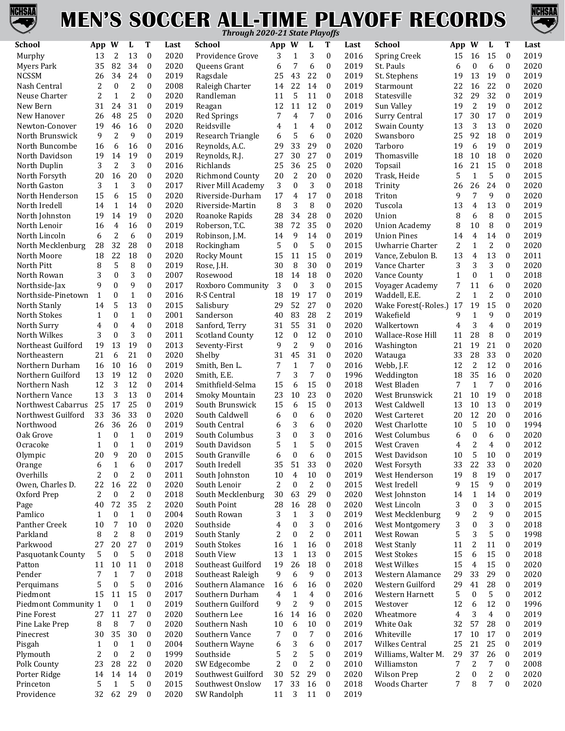# MEN'S SOCCER ALL-TIME PLAYOFF RECORDS

*Through 2020-21 State Playoffs*

| School | App | W | L | T | Last |
|---|---|---|---|---|---|
| Murphy | 13 | 2 | 13 | 0 | 2020 |
| Myers Park | 35 | 82 | 34 | 0 | 2020 |
| NCSSM | 26 | 34 | 24 | 0 | 2019 |
| Nash Central | 2 | 0 | 2 | 0 | 2008 |
| Neuse Charter | 2 | 1 | 2 | 0 | 2020 |
| New Bern | 31 | 24 | 31 | 0 | 2019 |
| New Hanover | 26 | 48 | 25 | 0 | 2020 |
| Newton-Conover | 19 | 46 | 16 | 0 | 2020 |
| North Brunswick | 9 | 2 | 9 | 0 | 2019 |
| North Buncombe | 16 | 6 | 16 | 0 | 2016 |
| North Davidson | 19 | 14 | 19 | 0 | 2019 |
| North Duplin | 3 | 2 | 3 | 0 | 2016 |
| North Forsyth | 20 | 16 | 20 | 0 | 2020 |
| North Gaston | 3 | 1 | 3 | 0 | 2017 |
| North Henderson | 15 | 6 | 15 | 0 | 2020 |
| North Iredell | 14 | 1 | 14 | 0 | 2020 |
| North Johnston | 19 | 14 | 19 | 0 | 2020 |
| North Lenoir | 16 | 4 | 16 | 0 | 2019 |
| North Lincoln | 6 | 2 | 6 | 0 | 2019 |
| North Mecklenburg | 28 | 32 | 28 | 0 | 2018 |
| North Moore | 18 | 22 | 18 | 0 | 2020 |
| North Pitt | 8 | 5 | 8 | 0 | 2019 |
| North Rowan | 3 | 0 | 3 | 0 | 2007 |
| Northside-Jax | 9 | 0 | 9 | 0 | 2017 |
| Northside-Pinetown | 1 | 0 | 1 | 0 | 2016 |
| North Stanly | 14 | 5 | 13 | 0 | 2015 |
| North Stokes | 1 | 0 | 1 | 0 | 2001 |
| North Surry | 4 | 0 | 4 | 0 | 2018 |
| North Wilkes | 3 | 0 | 3 | 0 | 2011 |
| Northeast Guilford | 19 | 13 | 19 | 0 | 2013 |
| Northeastern | 21 | 6 | 21 | 0 | 2020 |
| Northern Durham | 16 | 10 | 16 | 0 | 2019 |
| Northern Guilford | 13 | 19 | 12 | 0 | 2020 |
| Northern Nash | 12 | 3 | 12 | 0 | 2014 |
| Northern Vance | 13 | 3 | 13 | 0 | 2014 |
| Northwest Cabarrus | 25 | 17 | 25 | 0 | 2019 |
| Northwest Guilford | 33 | 36 | 33 | 0 | 2020 |
| Northwood | 26 | 36 | 26 | 0 | 2019 |
| Oak Grove | 1 | 0 | 1 | 0 | 2019 |
| Ocracoke | 1 | 0 | 1 | 0 | 2019 |
| Olympic | 20 | 9 | 20 | 0 | 2015 |
| Orange | 6 | 1 | 6 | 0 | 2017 |
| Overhills | 2 | 0 | 2 | 0 | 2011 |
| Owen, Charles D. | 22 | 16 | 22 | 0 | 2020 |
| Oxford Prep | 2 | 0 | 2 | 0 | 2018 |
| Page | 40 | 72 | 35 | 2 | 2020 |
| Pamlico | 1 | 0 | 1 | 0 | 2004 |
| Panther Creek | 10 | 7 | 10 | 0 | 2020 |
| Parkland | 8 | 2 | 8 | 0 | 2019 |
| Parkwood | 27 | 20 | 27 | 0 | 2019 |
| Pasquotank County | 5 | 0 | 5 | 0 | 2018 |
| Patton | 11 | 10 | 11 | 0 | 2018 |
| Pender | 7 | 1 | 7 | 0 | 2018 |
| Perquimans | 5 | 0 | 5 | 0 | 2016 |
| Piedmont | 15 | 11 | 15 | 0 | 2017 |
| Piedmont Community | 1 | 0 | 1 | 0 | 2019 |
| Pine Forest | 27 | 11 | 27 | 0 | 2020 |
| Pine Lake Prep | 8 | 8 | 7 | 0 | 2020 |
| Pinecrest | 30 | 35 | 30 | 0 | 2020 |
| Pisgah | 1 | 0 | 1 | 0 | 2004 |
| Plymouth | 2 | 0 | 2 | 0 | 1999 |
| Polk County | 23 | 28 | 22 | 0 | 2020 |
| Porter Ridge | 14 | 14 | 14 | 0 | 2019 |
| Princeton | 5 | 1 | 5 | 0 | 2015 |
| Providence | 32 | 62 | 29 | 0 | 2020 |
| Providence Grove | 3 | 1 | 3 | 0 | 2016 |
| Queens Grant | 6 | 7 | 6 | 0 | 2019 |
| Ragsdale | 25 | 43 | 22 | 0 | 2019 |
| Raleigh Charter | 14 | 22 | 14 | 0 | 2019 |
| Randleman | 11 | 5 | 11 | 0 | 2018 |
| Reagan | 12 | 11 | 12 | 0 | 2019 |
| Red Springs | 7 | 4 | 7 | 0 | 2016 |
| Reidsville | 4 | 1 | 4 | 0 | 2012 |
| Research Triangle | 6 | 5 | 6 | 0 | 2020 |
| Reynolds, A.C. | 29 | 33 | 29 | 0 | 2020 |
| Reynolds, R.J. | 27 | 30 | 27 | 0 | 2019 |
| Richlands | 25 | 36 | 25 | 0 | 2020 |
| Richmond County | 20 | 2 | 20 | 0 | 2020 |
| River Mill Academy | 3 | 0 | 3 | 0 | 2018 |
| Riverside-Durham | 17 | 4 | 17 | 0 | 2018 |
| Riverside-Martin | 8 | 3 | 8 | 0 | 2020 |
| Roanoke Rapids | 28 | 34 | 28 | 0 | 2020 |
| Roberson, T.C. | 38 | 72 | 35 | 0 | 2020 |
| Robinson, J.M. | 14 | 9 | 14 | 0 | 2019 |
| Rockingham | 5 | 0 | 5 | 0 | 2015 |
| Rocky Mount | 15 | 11 | 15 | 0 | 2019 |
| Rose, J.H. | 30 | 8 | 30 | 0 | 2019 |
| Rosewood | 18 | 14 | 18 | 0 | 2020 |
| Roxboro Community | 3 | 0 | 3 | 0 | 2015 |
| R-S Central | 18 | 19 | 17 | 0 | 2019 |
| Salisbury | 29 | 52 | 27 | 0 | 2020 |
| Sanderson | 40 | 83 | 28 | 2 | 2019 |
| Sanford, Terry | 31 | 55 | 31 | 0 | 2020 |
| Scotland County | 12 | 0 | 12 | 0 | 2010 |
| Seventy-First | 9 | 2 | 9 | 0 | 2016 |
| Shelby | 31 | 45 | 31 | 0 | 2020 |
| Smith, Ben L. | 7 | 1 | 7 | 0 | 2016 |
| Smith, E.E. | 7 | 3 | 7 | 0 | 1996 |
| Smithfield-Selma | 15 | 6 | 15 | 0 | 2018 |
| Smoky Mountain | 23 | 10 | 23 | 0 | 2020 |
| South Brunswick | 15 | 6 | 15 | 0 | 2013 |
| South Caldwell | 6 | 0 | 6 | 0 | 2020 |
| South Central | 6 | 3 | 6 | 0 | 2020 |
| South Columbus | 3 | 0 | 3 | 0 | 2016 |
| South Davidson | 5 | 1 | 5 | 0 | 2015 |
| South Granville | 6 | 0 | 6 | 0 | 2015 |
| South Iredell | 35 | 51 | 33 | 0 | 2020 |
| South Johnston | 10 | 4 | 10 | 0 | 2019 |
| South Lenoir | 2 | 0 | 2 | 0 | 2015 |
| South Mecklenburg | 30 | 63 | 29 | 0 | 2020 |
| South Point | 28 | 16 | 28 | 0 | 2020 |
| South Rowan | 3 | 1 | 3 | 0 | 2019 |
| Southside | 4 | 0 | 3 | 0 | 2016 |
| South Stanly | 2 | 0 | 2 | 0 | 2011 |
| South Stokes | 16 | 1 | 16 | 0 | 2018 |
| South View | 13 | 1 | 13 | 0 | 2015 |
| Southeast Guilford | 19 | 26 | 18 | 0 | 2018 |
| Southeast Raleigh | 9 | 6 | 9 | 0 | 2013 |
| Southern Alamance | 16 | 6 | 16 | 0 | 2020 |
| Southern Durham | 4 | 1 | 4 | 0 | 2016 |
| Southern Guilford | 9 | 2 | 9 | 0 | 2015 |
| Southern Lee | 16 | 14 | 16 | 0 | 2020 |
| Southern Nash | 10 | 6 | 10 | 0 | 2019 |
| Southern Vance | 7 | 0 | 7 | 0 | 2016 |
| Southern Wayne | 6 | 3 | 6 | 0 | 2017 |
| Southside | 5 | 2 | 5 | 0 | 2019 |
| SW Edgecombe | 2 | 0 | 2 | 0 | 2010 |
| Southwest Guilford | 30 | 52 | 29 | 0 | 2020 |
| Southwest Onslow | 17 | 33 | 16 | 0 | 2018 |
| SW Randolph | 11 | 3 | 11 | 0 | 2019 |
| Spring Creek | 15 | 16 | 15 | 0 | 2019 |
| St. Pauls | 6 | 0 | 6 | 0 | 2020 |
| St. Stephens | 19 | 13 | 19 | 0 | 2019 |
| Starmount | 22 | 16 | 22 | 0 | 2020 |
| Statesville | 32 | 29 | 32 | 0 | 2019 |
| Sun Valley | 19 | 2 | 19 | 0 | 2012 |
| Surry Central | 17 | 30 | 17 | 0 | 2019 |
| Swain County | 13 | 3 | 13 | 0 | 2020 |
| Swansboro | 25 | 92 | 18 | 0 | 2019 |
| Tarboro | 19 | 6 | 19 | 0 | 2019 |
| Thomasville | 18 | 10 | 18 | 0 | 2020 |
| Topsail | 16 | 21 | 15 | 0 | 2018 |
| Trask, Heide | 5 | 1 | 5 | 0 | 2015 |
| Trinity | 26 | 26 | 24 | 0 | 2020 |
| Triton | 9 | 7 | 9 | 0 | 2020 |
| Tuscola | 13 | 4 | 13 | 0 | 2019 |
| Union | 8 | 6 | 8 | 0 | 2015 |
| Union Academy | 8 | 10 | 8 | 0 | 2019 |
| Union Pines | 14 | 4 | 14 | 0 | 2019 |
| Uwharrie Charter | 2 | 1 | 2 | 0 | 2020 |
| Vance, Zebulon B. | 13 | 4 | 13 | 0 | 2011 |
| Vance Charter | 3 | 3 | 3 | 0 | 2020 |
| Vance County | 1 | 0 | 1 | 0 | 2018 |
| Voyager Academy | 7 | 11 | 6 | 0 | 2020 |
| Waddell, E.E. | 2 | 1 | 2 | 0 | 2010 |
| Wake Forest(-Roles.) | 17 | 19 | 15 | 0 | 2020 |
| Wakefield | 9 | 1 | 9 | 0 | 2019 |
| Walkertown | 4 | 3 | 4 | 0 | 2019 |
| Wallace-Rose Hill | 11 | 28 | 8 | 0 | 2019 |
| Washington | 21 | 19 | 21 | 0 | 2020 |
| Watauga | 33 | 28 | 33 | 0 | 2020 |
| Webb, J.F. | 12 | 2 | 12 | 0 | 2016 |
| Weddington | 18 | 35 | 16 | 0 | 2020 |
| West Bladen | 7 | 1 | 7 | 0 | 2016 |
| West Brunswick | 21 | 10 | 19 | 0 | 2018 |
| West Caldwell | 13 | 10 | 13 | 0 | 2019 |
| West Carteret | 20 | 12 | 20 | 0 | 2016 |
| West Charlotte | 10 | 5 | 10 | 0 | 1994 |
| West Columbus | 6 | 0 | 6 | 0 | 2020 |
| West Craven | 4 | 2 | 4 | 0 | 2012 |
| West Davidson | 10 | 5 | 10 | 0 | 2019 |
| West Forsyth | 33 | 22 | 33 | 0 | 2020 |
| West Henderson | 19 | 8 | 19 | 0 | 2017 |
| West Iredell | 9 | 15 | 9 | 0 | 2019 |
| West Johnston | 14 | 1 | 14 | 0 | 2019 |
| West Lincoln | 3 | 0 | 3 | 0 | 2015 |
| West Mecklenburg | 9 | 2 | 9 | 0 | 2015 |
| West Montgomery | 3 | 0 | 3 | 0 | 2018 |
| West Rowan | 5 | 3 | 5 | 0 | 1998 |
| West Stanly | 11 | 2 | 11 | 0 | 2019 |
| West Stokes | 15 | 6 | 15 | 0 | 2018 |
| West Wilkes | 15 | 4 | 15 | 0 | 2020 |
| Western Alamance | 29 | 33 | 29 | 0 | 2020 |
| Western Guilford | 29 | 41 | 28 | 0 | 2019 |
| Western Harnett | 5 | 0 | 5 | 0 | 2012 |
| Westover | 12 | 6 | 12 | 0 | 1996 |
| Wheatmore | 4 | 3 | 4 | 0 | 2019 |
| White Oak | 32 | 57 | 28 | 0 | 2019 |
| Whiteville | 17 | 10 | 17 | 0 | 2019 |
| Wilkes Central | 25 | 21 | 25 | 0 | 2019 |
| Williams, Walter M. | 29 | 37 | 26 | 0 | 2019 |
| Williamston | 7 | 2 | 7 | 0 | 2008 |
| Wilson Prep | 2 | 0 | 2 | 0 | 2020 |
| Woods Charter | 7 | 8 | 7 | 0 | 2020 |